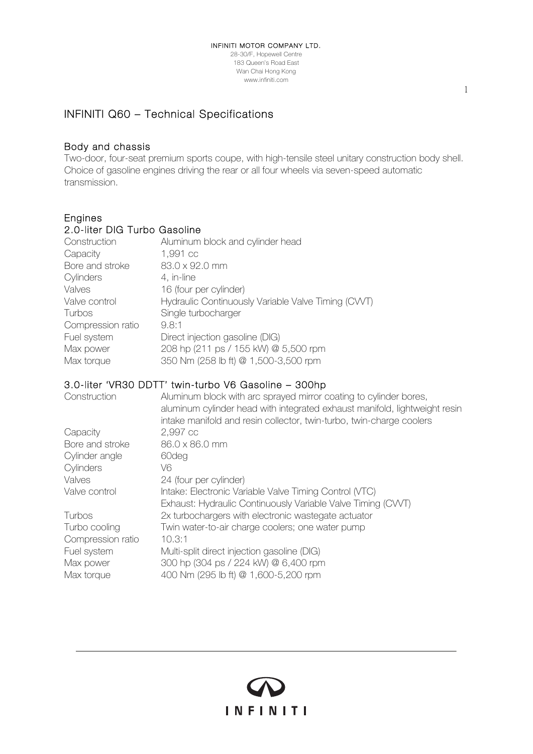INFINITI MOTOR COMPANY LTD.
28-30/F, Hopewell Centre
183 Queen's Road East
Wan Chai Hong Kong
www.infiniti.com

# INFINITI Q60 – Technical Specifications

## Body and chassis

Two-door, four-seat premium sports coupe, with high-tensile steel unitary construction body shell. Choice of gasoline engines driving the rear or all four wheels via seven-speed automatic transmission.

## Engines

### 2.0-liter DIG Turbo Gasoline

| | |
|---|---|
| Construction | Aluminum block and cylinder head |
| Capacity | 1,991 cc |
| Bore and stroke | 83.0 x 92.0 mm |
| Cylinders | 4, in-line |
| Valves | 16 (four per cylinder) |
| Valve control | Hydraulic Continuously Variable Valve Timing (CVVT) |
| Turbos | Single turbocharger |
| Compression ratio | 9.8:1 |
| Fuel system | Direct injection gasoline (DIG) |
| Max power | 208 hp (211 ps / 155 kW) @ 5,500 rpm |
| Max torque | 350 Nm (258 lb ft) @ 1,500-3,500 rpm |

### 3.0-liter 'VR30 DDTT' twin-turbo V6 Gasoline – 300hp

| | |
|---|---|
| Construction | Aluminum block with arc sprayed mirror coating to cylinder bores, aluminum cylinder head with integrated exhaust manifold, lightweight resin intake manifold and resin collector, twin-turbo, twin-charge coolers |
| Capacity | 2,997 cc |
| Bore and stroke | 86.0 x 86.0 mm |
| Cylinder angle | 60deg |
| Cylinders | V6 |
| Valves | 24 (four per cylinder) |
| Valve control | Intake: Electronic Variable Valve Timing Control (VTC)<br>Exhaust: Hydraulic Continuously Variable Valve Timing (CVVT) |
| Turbos | 2x turbochargers with electronic wastegate actuator |
| Turbo cooling | Twin water-to-air charge coolers; one water pump |
| Compression ratio | 10.3:1 |
| Fuel system | Multi-split direct injection gasoline (DIG) |
| Max power | 300 hp (304 ps / 224 kW) @ 6,400 rpm |
| Max torque | 400 Nm (295 lb ft) @ 1,600-5,200 rpm |

INFINITI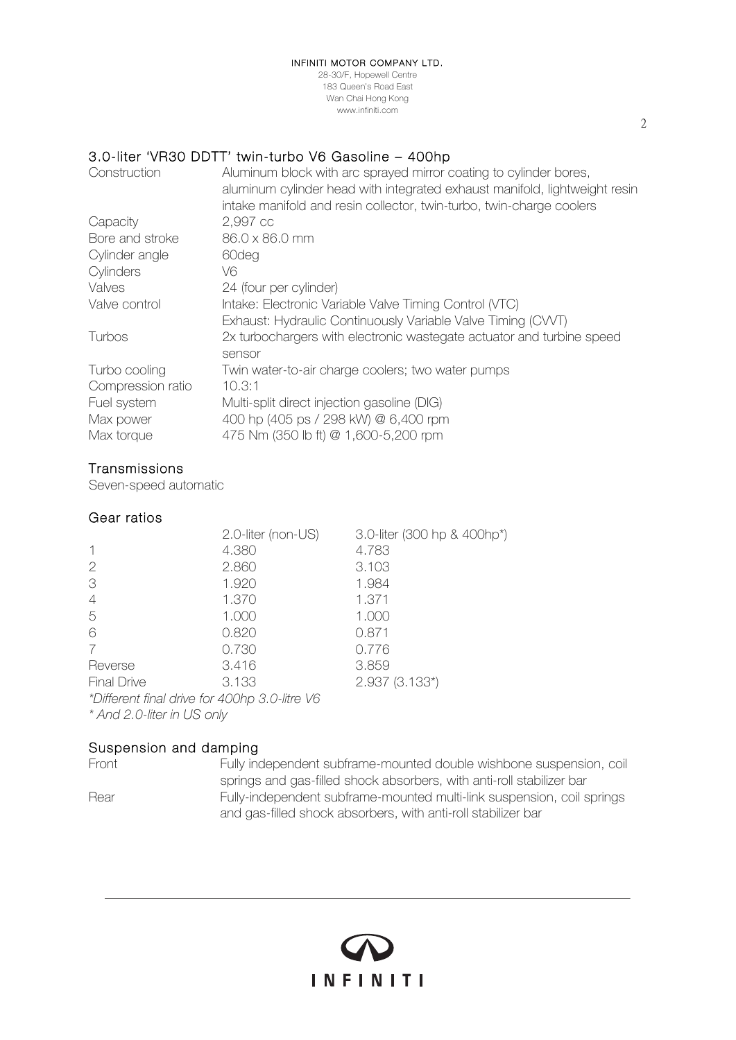## 3.0-liter 'VR30 DDTT' twin-turbo V6 Gasoline – 400hp

| | |
|---|---|
| Construction | Aluminum block with arc sprayed mirror coating to cylinder bores, aluminum cylinder head with integrated exhaust manifold, lightweight resin intake manifold and resin collector, twin-turbo, twin-charge coolers |
| Capacity | 2,997 cc |
| Bore and stroke | 86.0 x 86.0 mm |
| Cylinder angle | 60deg |
| Cylinders | V6 |
| Valves | 24 (four per cylinder) |
| Valve control | Intake: Electronic Variable Valve Timing Control (VTC)<br>Exhaust: Hydraulic Continuously Variable Valve Timing (CVVT) |
| Turbos | 2x turbochargers with electronic wastegate actuator and turbine speed sensor |
| Turbo cooling | Twin water-to-air charge coolers; two water pumps |
| Compression ratio | 10.3:1 |
| Fuel system | Multi-split direct injection gasoline (DIG) |
| Max power | 400 hp (405 ps / 298 kW) @ 6,400 rpm |
| Max torque | 475 Nm (350 lb ft) @ 1,600-5,200 rpm |

## Transmissions

Seven-speed automatic

## Gear ratios

| | 2.0-liter (non-US) | 3.0-liter (300 hp & 400hp*) |
|---|---|---|
| 1 | 4.380 | 4.783 |
| 2 | 2.860 | 3.103 |
| 3 | 1.920 | 1.984 |
| 4 | 1.370 | 1.371 |
| 5 | 1.000 | 1.000 |
| 6 | 0.820 | 0.871 |
| 7 | 0.730 | 0.776 |
| Reverse | 3.416 | 3.859 |
| Final Drive | 3.133 | 2.937 (3.133*) |

*\*Different final drive for 400hp 3.0-litre V6*

*\* And 2.0-liter in US only*

## Suspension and damping

| | |
|---|---|
| Front | Fully independent subframe-mounted double wishbone suspension, coil springs and gas-filled shock absorbers, with anti-roll stabilizer bar |
| Rear | Fully-independent subframe-mounted multi-link suspension, coil springs and gas-filled shock absorbers, with anti-roll stabilizer bar |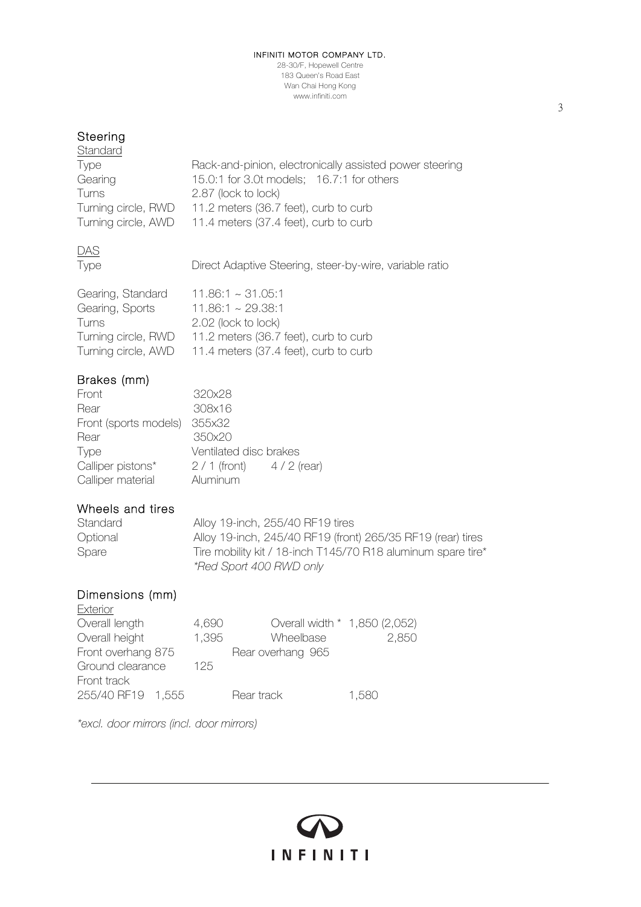## Steering

**Standard**

| | |
|---|---|
| Type | Rack-and-pinion, electronically assisted power steering |
| Gearing | 15.0:1 for 3.0t models; 16.7:1 for others |
| Turns | 2.87 (lock to lock) |
| Turning circle, RWD | 11.2 meters (36.7 feet), curb to curb |
| Turning circle, AWD | 11.4 meters (37.4 feet), curb to curb |

**DAS**

| | |
|---|---|
| Type | Direct Adaptive Steering, steer-by-wire, variable ratio |
| Gearing, Standard | 11.86:1 ~ 31.05:1 |
| Gearing, Sports | 11.86:1 ~ 29.38:1 |
| Turns | 2.02 (lock to lock) |
| Turning circle, RWD | 11.2 meters (36.7 feet), curb to curb |
| Turning circle, AWD | 11.4 meters (37.4 feet), curb to curb |

## Brakes (mm)

| | |
|---|---|
| Front | 320x28 |
| Rear | 308x16 |
| Front (sports models) | 355x32 |
| Rear | 350x20 |
| Type | Ventilated disc brakes |
| Calliper pistons* | 2 / 1 (front) 4 / 2 (rear) |
| Calliper material | Aluminum |

## Wheels and tires

| | |
|---|---|
| Standard | Alloy 19-inch, 255/40 RF19 tires |
| Optional | Alloy 19-inch, 245/40 RF19 (front) 265/35 RF19 (rear) tires |
| Spare | Tire mobility kit / 18-inch T145/70 R18 aluminum spare tire* |

*\*Red Sport 400 RWD only*

## Dimensions (mm)

**Exterior**

| | | | |
|---|---|---|---|
| Overall length | 4,690 | Overall width * | 1,850 (2,052) |
| Overall height | 1,395 | Wheelbase | 2,850 |
| Front overhang | 875 | Rear overhang | 965 |
| Ground clearance | 125 | | |
| Front track 255/40 RF19 | 1,555 | Rear track | 1,580 |

*\*excl. door mirrors (incl. door mirrors)*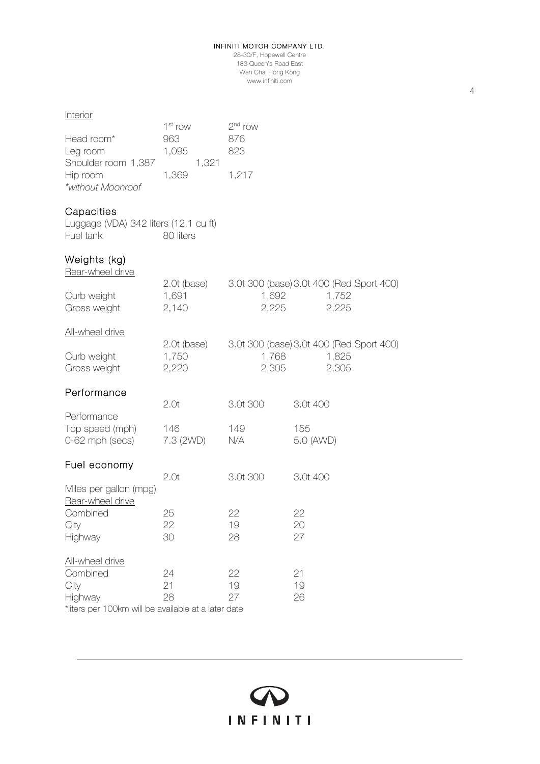INFINITI MOTOR COMPANY LTD.
28-30/F, Hopewell Centre
183 Queen's Road East
Wan Chai Hong Kong
www.infiniti.com

### Interior

| | 1st row | 2nd row |
|---|---|---|
| Head room* | 963 | 876 |
| Leg room | 1,095 | 823 |
| Shoulder room | 1,387 | 1,321 |
| Hip room | 1,369 | 1,217 |

*\*without Moonroof*

### Capacities

| | |
|---|---|
| Luggage (VDA) | 342 liters (12.1 cu ft) |
| Fuel tank | 80 liters |

### Weights (kg)

Rear-wheel drive

| | 2.0t (base) | 3.0t 300 (base) | 3.0t 400 (Red Sport 400) |
|---|---|---|---|
| Curb weight | 1,691 | 1,692 | 1,752 |
| Gross weight | 2,140 | 2,225 | 2,225 |

All-wheel drive

| | 2.0t (base) | 3.0t 300 (base) | 3.0t 400 (Red Sport 400) |
|---|---|---|---|
| Curb weight | 1,750 | 1,768 | 1,825 |
| Gross weight | 2,220 | 2,305 | 2,305 |

### Performance

| | 2.0t | 3.0t 300 | 3.0t 400 |
|---|---|---|---|
| Performance | | | |
| Top speed (mph) | 146 | 149 | 155 |
| 0-62 mph (secs) | 7.3 (2WD) | N/A | 5.0 (AWD) |

### Fuel economy

| | 2.0t | 3.0t 300 | 3.0t 400 |
|---|---|---|---|
| Miles per gallon (mpg) | | | |
| Rear-wheel drive | | | |
| Combined | 25 | 22 | 22 |
| City | 22 | 19 | 20 |
| Highway | 30 | 28 | 27 |
| All-wheel drive | | | |
| Combined | 24 | 22 | 21 |
| City | 21 | 19 | 19 |
| Highway | 28 | 27 | 26 |

*liters per 100km will be available at a later date

INFINITI